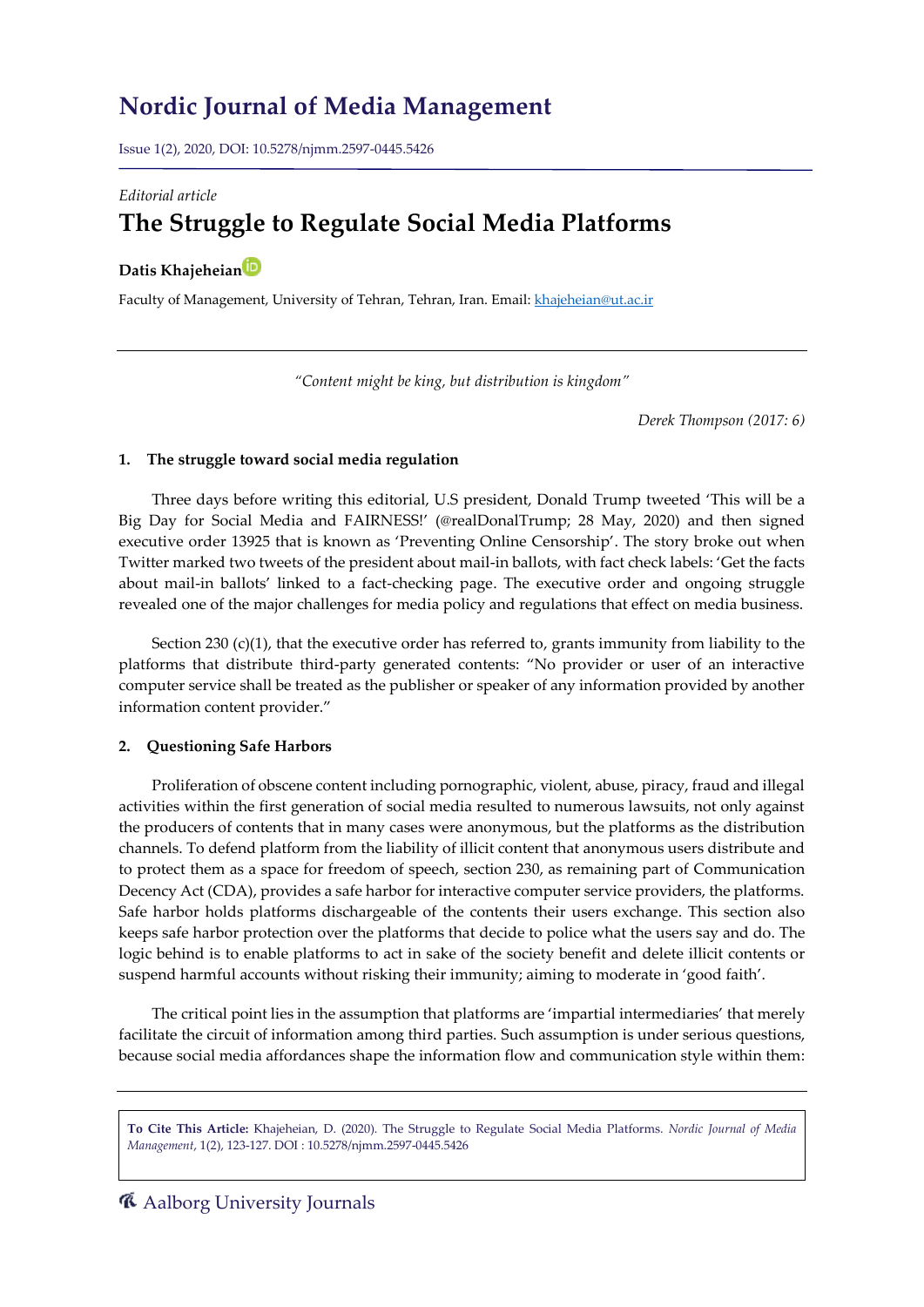# Nordic Journal of Media Management

Issue 1(2), 2020, DOI: 10.5278/njmm.2597-0445.5426

*Editorial article*

## The Struggle to Regulate Social Media Platforms

**Datis Khajeheian**

Faculty of Management, University of Tehran, Tehran, Iran. Email: khajeheian@ut.ac.ir

*"Content might be king, but distribution is kingdom"*

Derek Thompson (2017: 6)

### 1. The struggle toward social media regulation

Three days before writing this editorial, U.S president, Donald Trump tweeted 'This will be a Big Day for Social Media and FAIRNESS!' (@realDonalTrump; 28 May, 2020) and then signed executive order 13925 that is known as 'Preventing Online Censorship'. The story broke out when Twitter marked two tweets of the president about mail-in ballots, with fact check labels: 'Get the facts about mail-in ballots' linked to a fact-checking page. The executive order and ongoing struggle revealed one of the major challenges for media policy and regulations that effect on media business.

Section 230 (c)(1), that the executive order has referred to, grants immunity from liability to the platforms that distribute third-party generated contents: "No provider or user of an interactive computer service shall be treated as the publisher or speaker of any information provided by another information content provider."

### 2. Questioning Safe Harbors

Proliferation of obscene content including pornographic, violent, abuse, piracy, fraud and illegal activities within the first generation of social media resulted to numerous lawsuits, not only against the producers of contents that in many cases were anonymous, but the platforms as the distribution channels. To defend platform from the liability of illicit content that anonymous users distribute and to protect them as a space for freedom of speech, section 230, as remaining part of Communication Decency Act (CDA), provides a safe harbor for interactive computer service providers, the platforms. Safe harbor holds platforms dischargeable of the contents their users exchange. This section also keeps safe harbor protection over the platforms that decide to police what the users say and do. The logic behind is to enable platforms to act in sake of the society benefit and delete illicit contents or suspend harmful accounts without risking their immunity; aiming to moderate in 'good faith'.

The critical point lies in the assumption that platforms are 'impartial intermediaries' that merely facilitate the circuit of information among third parties. Such assumption is under serious questions, because social media affordances shape the information flow and communication style within them:

**To Cite This Article:** Khajeheian, D. (2020). The Struggle to Regulate Social Media Platforms. *Nordic Journal of Media Management*, 1(2), 123-127. DOI : 10.5278/njmm.2597-0445.5426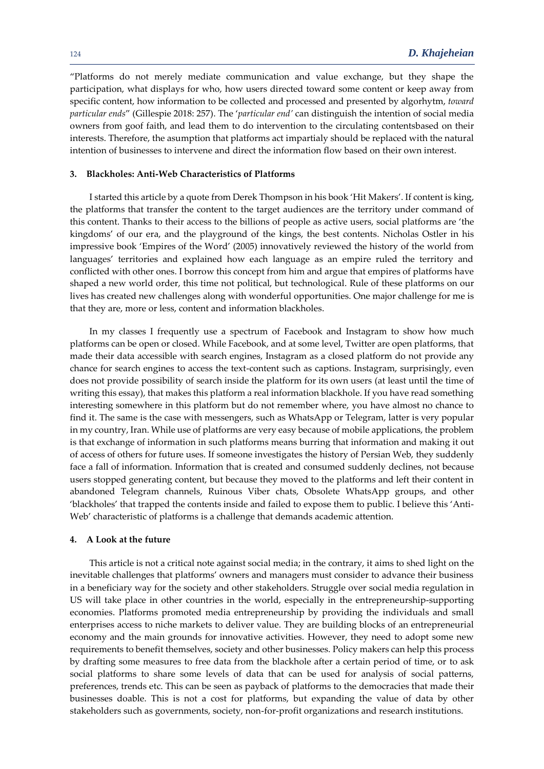"Platforms do not merely mediate communication and value exchange, but they shape the participation, what displays for who, how users directed toward some content or keep away from specific content, how information to be collected and processed and presented by algorhytm, *toward particular ends*" (Gillespie 2018: 257). The '*particular end'* can distinguish the intention of social media owners from goof faith, and lead them to do intervention to the circulating contentsbased on their interests. Therefore, the asumption that platforms act impartialy should be replaced with the natural intention of businesses to intervene and direct the information flow based on their own interest.

## 3. Blackholes: Anti-Web Characteristics of Platforms

I started this article by a quote from Derek Thompson in his book 'Hit Makers'. If content is king, the platforms that transfer the content to the target audiences are the territory under command of this content. Thanks to their access to the billions of people as active users, social platforms are 'the kingdoms' of our era, and the playground of the kings, the best contents. Nicholas Ostler in his impressive book 'Empires of the Word' (2005) innovatively reviewed the history of the world from languages' territories and explained how each language as an empire ruled the territory and conflicted with other ones. I borrow this concept from him and argue that empires of platforms have shaped a new world order, this time not political, but technological. Rule of these platforms on our lives has created new challenges along with wonderful opportunities. One major challenge for me is that they are, more or less, content and information blackholes.

In my classes I frequently use a spectrum of Facebook and Instagram to show how much platforms can be open or closed. While Facebook, and at some level, Twitter are open platforms, that made their data accessible with search engines, Instagram as a closed platform do not provide any chance for search engines to access the text-content such as captions. Instagram, surprisingly, even does not provide possibility of search inside the platform for its own users (at least until the time of writing this essay), that makes this platform a real information blackhole. If you have read something interesting somewhere in this platform but do not remember where, you have almost no chance to find it. The same is the case with messengers, such as WhatsApp or Telegram, latter is very popular in my country, Iran. While use of platforms are very easy because of mobile applications, the problem is that exchange of information in such platforms means burring that information and making it out of access of others for future uses. If someone investigates the history of Persian Web, they suddenly face a fall of information. Information that is created and consumed suddenly declines, not because users stopped generating content, but because they moved to the platforms and left their content in abandoned Telegram channels, Ruinous Viber chats, Obsolete WhatsApp groups, and other 'blackholes' that trapped the contents inside and failed to expose them to public. I believe this 'Anti-Web' characteristic of platforms is a challenge that demands academic attention.

## 4. A Look at the future

This article is not a critical note against social media; in the contrary, it aims to shed light on the inevitable challenges that platforms' owners and managers must consider to advance their business in a beneficiary way for the society and other stakeholders. Struggle over social media regulation in US will take place in other countries in the world, especially in the entrepreneurship-supporting economies. Platforms promoted media entrepreneurship by providing the individuals and small enterprises access to niche markets to deliver value. They are building blocks of an entrepreneurial economy and the main grounds for innovative activities. However, they need to adopt some new requirements to benefit themselves, society and other businesses. Policy makers can help this process by drafting some measures to free data from the blackhole after a certain period of time, or to ask social platforms to share some levels of data that can be used for analysis of social patterns, preferences, trends etc. This can be seen as payback of platforms to the democracies that made their businesses doable. This is not a cost for platforms, but expanding the value of data by other stakeholders such as governments, society, non-for-profit organizations and research institutions.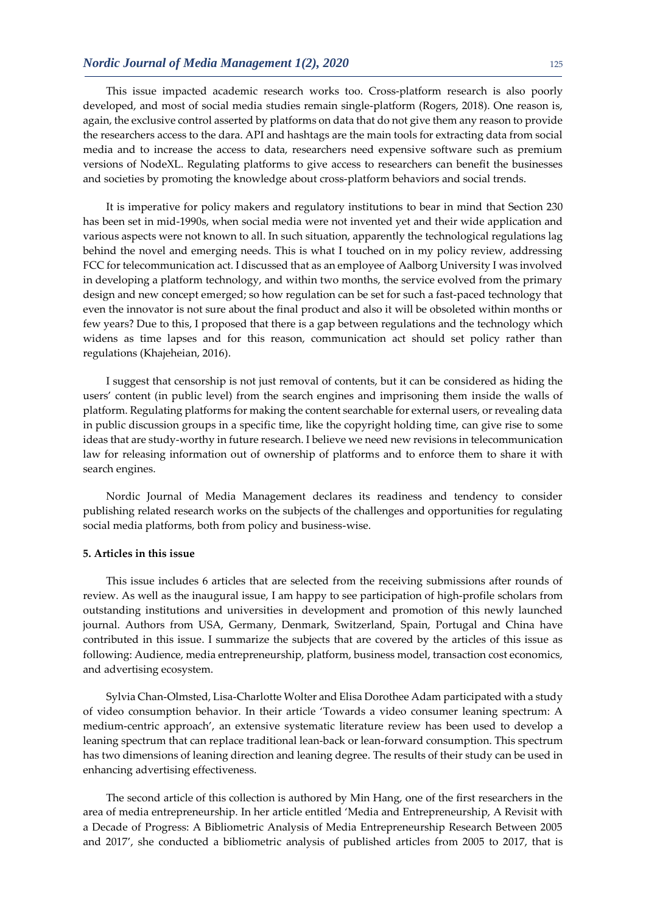This issue impacted academic research works too. Cross-platform research is also poorly developed, and most of social media studies remain single-platform (Rogers, 2018). One reason is, again, the exclusive control asserted by platforms on data that do not give them any reason to provide the researchers access to the dara. API and hashtags are the main tools for extracting data from social media and to increase the access to data, researchers need expensive software such as premium versions of NodeXL. Regulating platforms to give access to researchers can benefit the businesses and societies by promoting the knowledge about cross-platform behaviors and social trends.

It is imperative for policy makers and regulatory institutions to bear in mind that Section 230 has been set in mid-1990s, when social media were not invented yet and their wide application and various aspects were not known to all. In such situation, apparently the technological regulations lag behind the novel and emerging needs. This is what I touched on in my policy review, addressing FCC for telecommunication act. I discussed that as an employee of Aalborg University I was involved in developing a platform technology, and within two months, the service evolved from the primary design and new concept emerged; so how regulation can be set for such a fast-paced technology that even the innovator is not sure about the final product and also it will be obsoleted within months or few years? Due to this, I proposed that there is a gap between regulations and the technology which widens as time lapses and for this reason, communication act should set policy rather than regulations (Khajeheian, 2016).

I suggest that censorship is not just removal of contents, but it can be considered as hiding the users' content (in public level) from the search engines and imprisoning them inside the walls of platform. Regulating platforms for making the content searchable for external users, or revealing data in public discussion groups in a specific time, like the copyright holding time, can give rise to some ideas that are study-worthy in future research. I believe we need new revisions in telecommunication law for releasing information out of ownership of platforms and to enforce them to share it with search engines.

Nordic Journal of Media Management declares its readiness and tendency to consider publishing related research works on the subjects of the challenges and opportunities for regulating social media platforms, both from policy and business-wise.

**5. Articles in this issue**

This issue includes 6 articles that are selected from the receiving submissions after rounds of review. As well as the inaugural issue, I am happy to see participation of high-profile scholars from outstanding institutions and universities in development and promotion of this newly launched journal. Authors from USA, Germany, Denmark, Switzerland, Spain, Portugal and China have contributed in this issue. I summarize the subjects that are covered by the articles of this issue as following: Audience, media entrepreneurship, platform, business model, transaction cost economics, and advertising ecosystem.

Sylvia Chan-Olmsted, Lisa-Charlotte Wolter and Elisa Dorothee Adam participated with a study of video consumption behavior. In their article 'Towards a video consumer leaning spectrum: A medium-centric approach', an extensive systematic literature review has been used to develop a leaning spectrum that can replace traditional lean-back or lean-forward consumption. This spectrum has two dimensions of leaning direction and leaning degree. The results of their study can be used in enhancing advertising effectiveness.

The second article of this collection is authored by Min Hang, one of the first researchers in the area of media entrepreneurship. In her article entitled 'Media and Entrepreneurship, A Revisit with a Decade of Progress: A Bibliometric Analysis of Media Entrepreneurship Research Between 2005 and 2017', she conducted a bibliometric analysis of published articles from 2005 to 2017, that is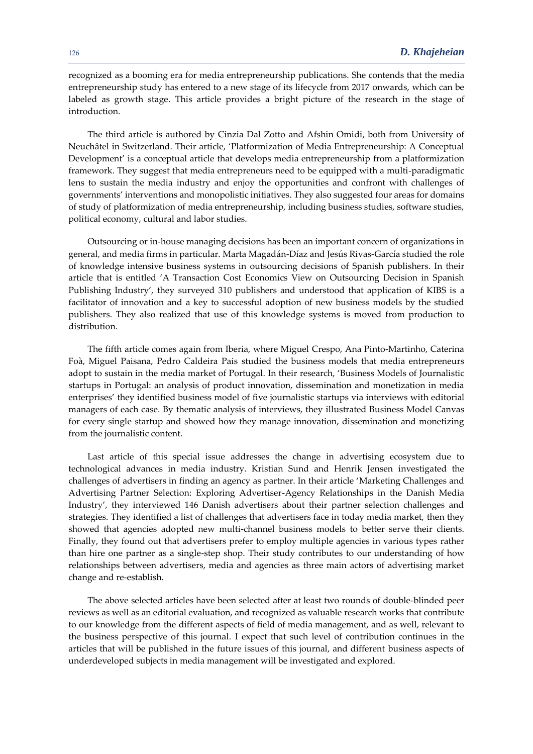recognized as a booming era for media entrepreneurship publications. She contends that the media entrepreneurship study has entered to a new stage of its lifecycle from 2017 onwards, which can be labeled as growth stage. This article provides a bright picture of the research in the stage of introduction.

The third article is authored by Cinzia Dal Zotto and Afshin Omidi, both from University of Neuchâtel in Switzerland. Their article, 'Platformization of Media Entrepreneurship: A Conceptual Development' is a conceptual article that develops media entrepreneurship from a platformization framework. They suggest that media entrepreneurs need to be equipped with a multi-paradigmatic lens to sustain the media industry and enjoy the opportunities and confront with challenges of governments' interventions and monopolistic initiatives. They also suggested four areas for domains of study of platformization of media entrepreneurship, including business studies, software studies, political economy, cultural and labor studies.

Outsourcing or in-house managing decisions has been an important concern of organizations in general, and media firms in particular. Marta Magadán-Díaz and Jesús Rivas-García studied the role of knowledge intensive business systems in outsourcing decisions of Spanish publishers. In their article that is entitled 'A Transaction Cost Economics View on Outsourcing Decision in Spanish Publishing Industry', they surveyed 310 publishers and understood that application of KIBS is a facilitator of innovation and a key to successful adoption of new business models by the studied publishers. They also realized that use of this knowledge systems is moved from production to distribution.

The fifth article comes again from Iberia, where Miguel Crespo, Ana Pinto-Martinho, Caterina Foà, Miguel Paisana, Pedro Caldeira Pais studied the business models that media entrepreneurs adopt to sustain in the media market of Portugal. In their research, 'Business Models of Journalistic startups in Portugal: an analysis of product innovation, dissemination and monetization in media enterprises' they identified business model of five journalistic startups via interviews with editorial managers of each case. By thematic analysis of interviews, they illustrated Business Model Canvas for every single startup and showed how they manage innovation, dissemination and monetizing from the journalistic content.

Last article of this special issue addresses the change in advertising ecosystem due to technological advances in media industry. Kristian Sund and Henrik Jensen investigated the challenges of advertisers in finding an agency as partner. In their article 'Marketing Challenges and Advertising Partner Selection: Exploring Advertiser-Agency Relationships in the Danish Media Industry', they interviewed 146 Danish advertisers about their partner selection challenges and strategies. They identified a list of challenges that advertisers face in today media market, then they showed that agencies adopted new multi-channel business models to better serve their clients. Finally, they found out that advertisers prefer to employ multiple agencies in various types rather than hire one partner as a single-step shop. Their study contributes to our understanding of how relationships between advertisers, media and agencies as three main actors of advertising market change and re-establish.

The above selected articles have been selected after at least two rounds of double-blinded peer reviews as well as an editorial evaluation, and recognized as valuable research works that contribute to our knowledge from the different aspects of field of media management, and as well, relevant to the business perspective of this journal. I expect that such level of contribution continues in the articles that will be published in the future issues of this journal, and different business aspects of underdeveloped subjects in media management will be investigated and explored.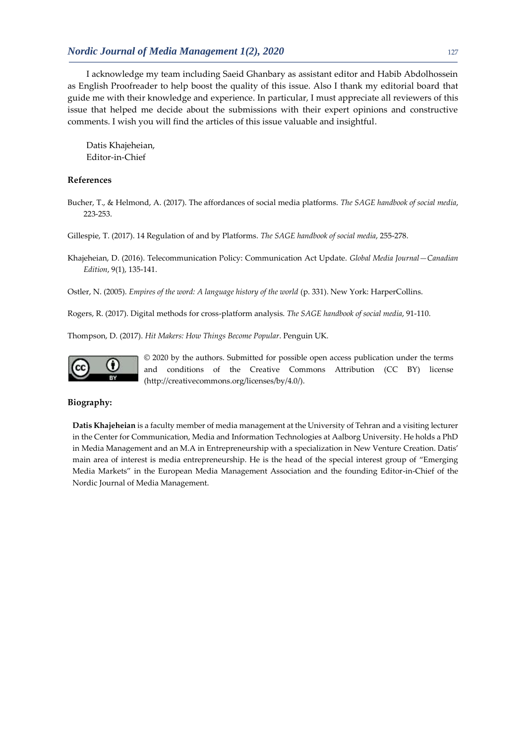I acknowledge my team including Saeid Ghanbary as assistant editor and Habib Abdolhossein as English Proofreader to help boost the quality of this issue. Also I thank my editorial board that guide me with their knowledge and experience. In particular, I must appreciate all reviewers of this issue that helped me decide about the submissions with their expert opinions and constructive comments. I wish you will find the articles of this issue valuable and insightful.

Datis Khajeheian,
Editor-in-Chief

**References**

Bucher, T., & Helmond, A. (2017). The affordances of social media platforms. *The SAGE handbook of social media*, 223-253.

Gillespie, T. (2017). 14 Regulation of and by Platforms. *The SAGE handbook of social media*, 255-278.

Khajeheian, D. (2016). Telecommunication Policy: Communication Act Update. *Global Media Journal—Canadian Edition*, 9(1), 135-141.

Ostler, N. (2005). *Empires of the word: A language history of the world* (p. 331). New York: HarperCollins.

Rogers, R. (2017). Digital methods for cross-platform analysis. *The SAGE handbook of social media*, 91-110.

Thompson, D. (2017). *Hit Makers: How Things Become Popular*. Penguin UK.

© 2020 by the authors. Submitted for possible open access publication under the terms and conditions of the Creative Commons Attribution (CC BY) license (http://creativecommons.org/licenses/by/4.0/).

**Biography:**

**Datis Khajeheian** is a faculty member of media management at the University of Tehran and a visiting lecturer in the Center for Communication, Media and Information Technologies at Aalborg University. He holds a PhD in Media Management and an M.A in Entrepreneurship with a specialization in New Venture Creation. Datis' main area of interest is media entrepreneurship. He is the head of the special interest group of "Emerging Media Markets" in the European Media Management Association and the founding Editor-in-Chief of the Nordic Journal of Media Management.